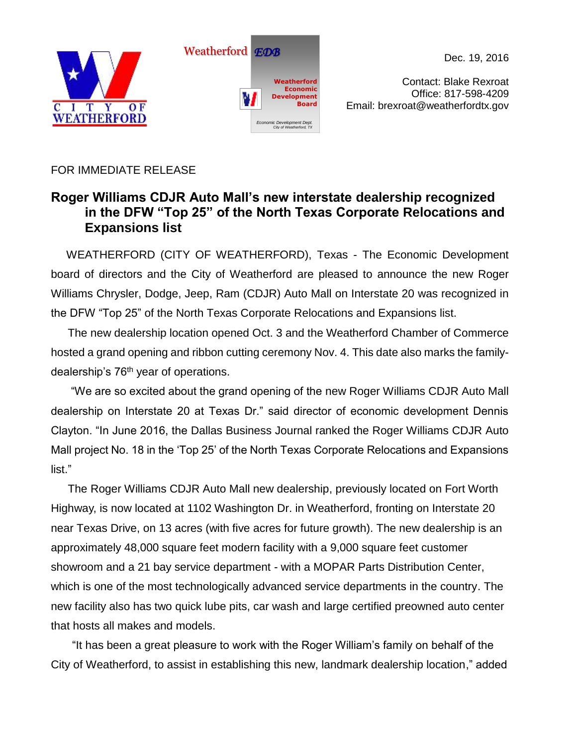Dec. 19, 2016

Contact: Blake Rexroat
Office: 817-598-4209
Email: brexroat@weatherfordtx.gov

FOR IMMEDIATE RELEASE

## Roger Williams CDJR Auto Mall's new interstate dealership recognized in the DFW "Top 25" of the North Texas Corporate Relocations and Expansions list

WEATHERFORD (CITY OF WEATHERFORD), Texas - The Economic Development board of directors and the City of Weatherford are pleased to announce the new Roger Williams Chrysler, Dodge, Jeep, Ram (CDJR) Auto Mall on Interstate 20 was recognized in the DFW "Top 25" of the North Texas Corporate Relocations and Expansions list.

The new dealership location opened Oct. 3 and the Weatherford Chamber of Commerce hosted a grand opening and ribbon cutting ceremony Nov. 4. This date also marks the family-dealership's 76th year of operations.

"We are so excited about the grand opening of the new Roger Williams CDJR Auto Mall dealership on Interstate 20 at Texas Dr." said director of economic development Dennis Clayton. "In June 2016, the Dallas Business Journal ranked the Roger Williams CDJR Auto Mall project No. 18 in the 'Top 25' of the North Texas Corporate Relocations and Expansions list."

The Roger Williams CDJR Auto Mall new dealership, previously located on Fort Worth Highway, is now located at 1102 Washington Dr. in Weatherford, fronting on Interstate 20 near Texas Drive, on 13 acres (with five acres for future growth). The new dealership is an approximately 48,000 square feet modern facility with a 9,000 square feet customer showroom and a 21 bay service department - with a MOPAR Parts Distribution Center, which is one of the most technologically advanced service departments in the country. The new facility also has two quick lube pits, car wash and large certified preowned auto center that hosts all makes and models.

"It has been a great pleasure to work with the Roger William's family on behalf of the City of Weatherford, to assist in establishing this new, landmark dealership location," added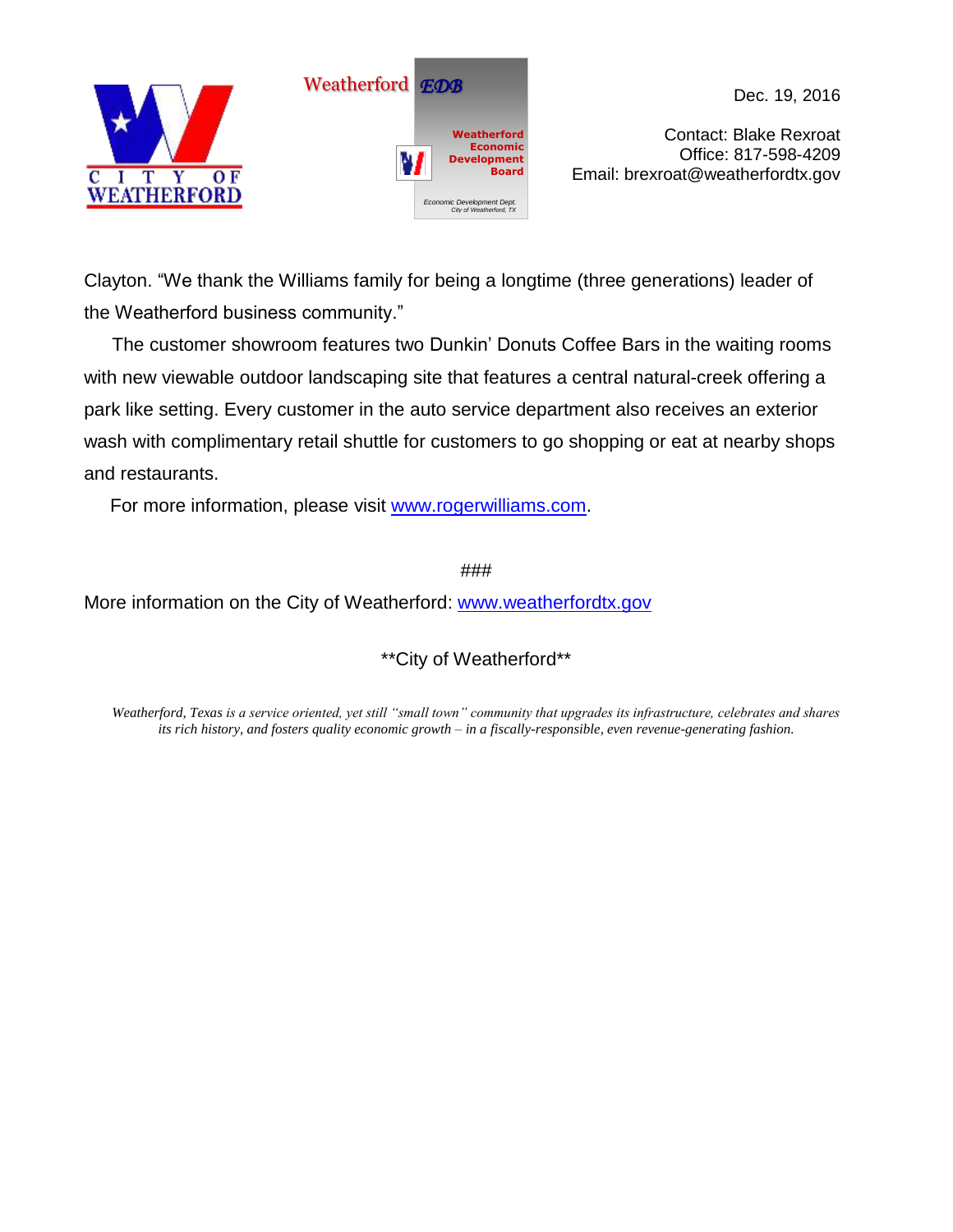Dec. 19, 2016

Contact: Blake Rexroat
Office: 817-598-4209
Email: brexroat@weatherfordtx.gov

Clayton. "We thank the Williams family for being a longtime (three generations) leader of the Weatherford business community."

The customer showroom features two Dunkin' Donuts Coffee Bars in the waiting rooms with new viewable outdoor landscaping site that features a central natural-creek offering a park like setting. Every customer in the auto service department also receives an exterior wash with complimentary retail shuttle for customers to go shopping or eat at nearby shops and restaurants.

For more information, please visit [www.rogerwilliams.com](http://www.rogerwilliams.com).

###

More information on the City of Weatherford: [www.weatherfordtx.gov](http://www.weatherfordtx.gov)

**City of Weatherford**

*Weatherford, Texas is a service oriented, yet still "small town" community that upgrades its infrastructure, celebrates and shares its rich history, and fosters quality economic growth – in a fiscally-responsible, even revenue-generating fashion.*